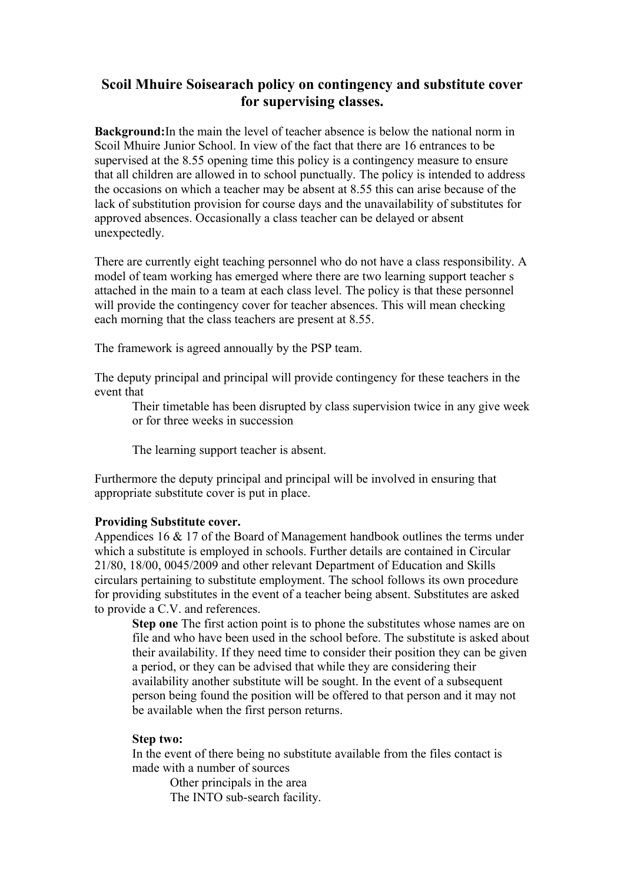# Scoil Mhuire Soisearach policy on contingency and substitute cover for supervising classes.

**Background:**In the main the level of teacher absence is below the national norm in Scoil Mhuire Junior School. In view of the fact that there are 16 entrances to be supervised at the 8.55 opening time this policy is a contingency measure to ensure that all children are allowed in to school punctually. The policy is intended to address the occasions on which a teacher may be absent at 8.55 this can arise because of the lack of substitution provision for course days and the unavailability of substitutes for approved absences. Occasionally a class teacher can be delayed or absent unexpectedly.

There are currently eight teaching personnel who do not have a class responsibility. A model of team working has emerged where there are two learning support teacher s attached in the main to a team at each class level. The policy is that these personnel will provide the contingency cover for teacher absences. This will mean checking each morning that the class teachers are present at 8.55.

The framework is agreed annoually by the PSP team.

The deputy principal and principal will provide contingency for these teachers in the event that

> Their timetable has been disrupted by class supervision twice in any give week or for three weeks in succession
>
> The learning support teacher is absent.

Furthermore the deputy principal and principal will be involved in ensuring that appropriate substitute cover is put in place.

**Providing Substitute cover.**

Appendices 16 & 17 of the Board of Management handbook outlines the terms under which a substitute is employed in schools. Further details are contained in Circular 21/80, 18/00, 0045/2009 and other relevant Department of Education and Skills circulars pertaining to substitute employment. The school follows its own procedure for providing substitutes in the event of a teacher being absent. Substitutes are asked to provide a C.V. and references.

> **Step one** The first action point is to phone the substitutes whose names are on file and who have been used in the school before. The substitute is asked about their availability. If they need time to consider their position they can be given a period, or they can be advised that while they are considering their availability another substitute will be sought. In the event of a subsequent person being found the position will be offered to that person and it may not be available when the first person returns.
>
> **Step two:**
> In the event of there being no substitute available from the files contact is made with a number of sources
>
> > Other principals in the area
> > The INTO sub-search facility.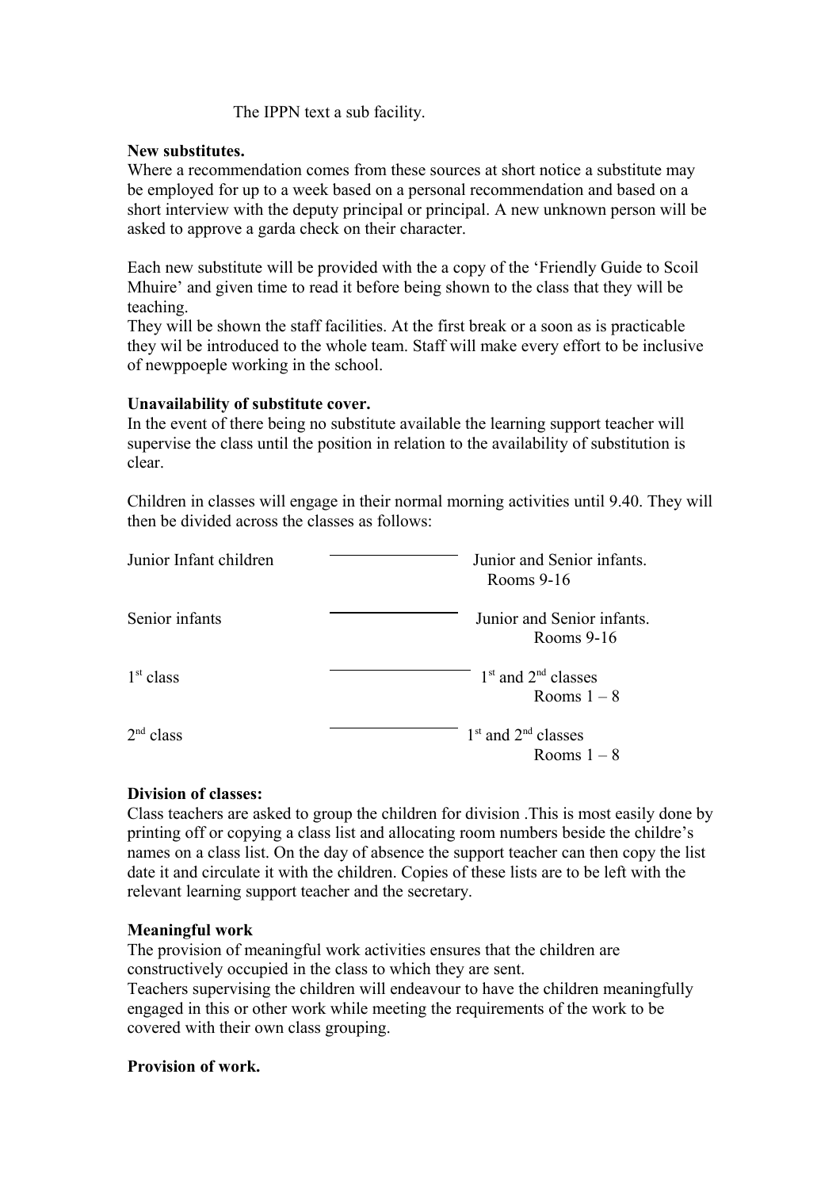The IPPN text a sub facility.

**New substitutes.**

Where a recommendation comes from these sources at short notice a substitute may be employed for up to a week based on a personal recommendation and based on a short interview with the deputy principal or principal. A new unknown person will be asked to approve a garda check on their character.

Each new substitute will be provided with the a copy of the 'Friendly Guide to Scoil Mhuire' and given time to read it before being shown to the class that they will be teaching.

They will be shown the staff facilities. At the first break or a soon as is practicable they wil be introduced to the whole team. Staff will make every effort to be inclusive of newppoeple working in the school.

**Unavailability of substitute cover.**

In the event of there being no substitute available the learning support teacher will supervise the class until the position in relation to the availability of substitution is clear.

Children in classes will engage in their normal morning activities until 9.40. They will then be divided across the classes as follows:

| Class | Divided across |
|---|---|
| Junior Infant children | Junior and Senior infants. Rooms 9-16 |
| Senior infants | Junior and Senior infants. Rooms 9-16 |
| 1st class | 1st and 2nd classes Rooms 1 – 8 |
| 2nd class | 1st and 2nd classes Rooms 1 – 8 |

**Division of classes:**

Class teachers are asked to group the children for division .This is most easily done by printing off or copying a class list and allocating room numbers beside the childre's names on a class list. On the day of absence the support teacher can then copy the list date it and circulate it with the children. Copies of these lists are to be left with the relevant learning support teacher and the secretary.

**Meaningful work**

The provision of meaningful work activities ensures that the children are constructively occupied in the class to which they are sent.

Teachers supervising the children will endeavour to have the children meaningfully engaged in this or other work while meeting the requirements of the work to be covered with their own class grouping.

**Provision of work.**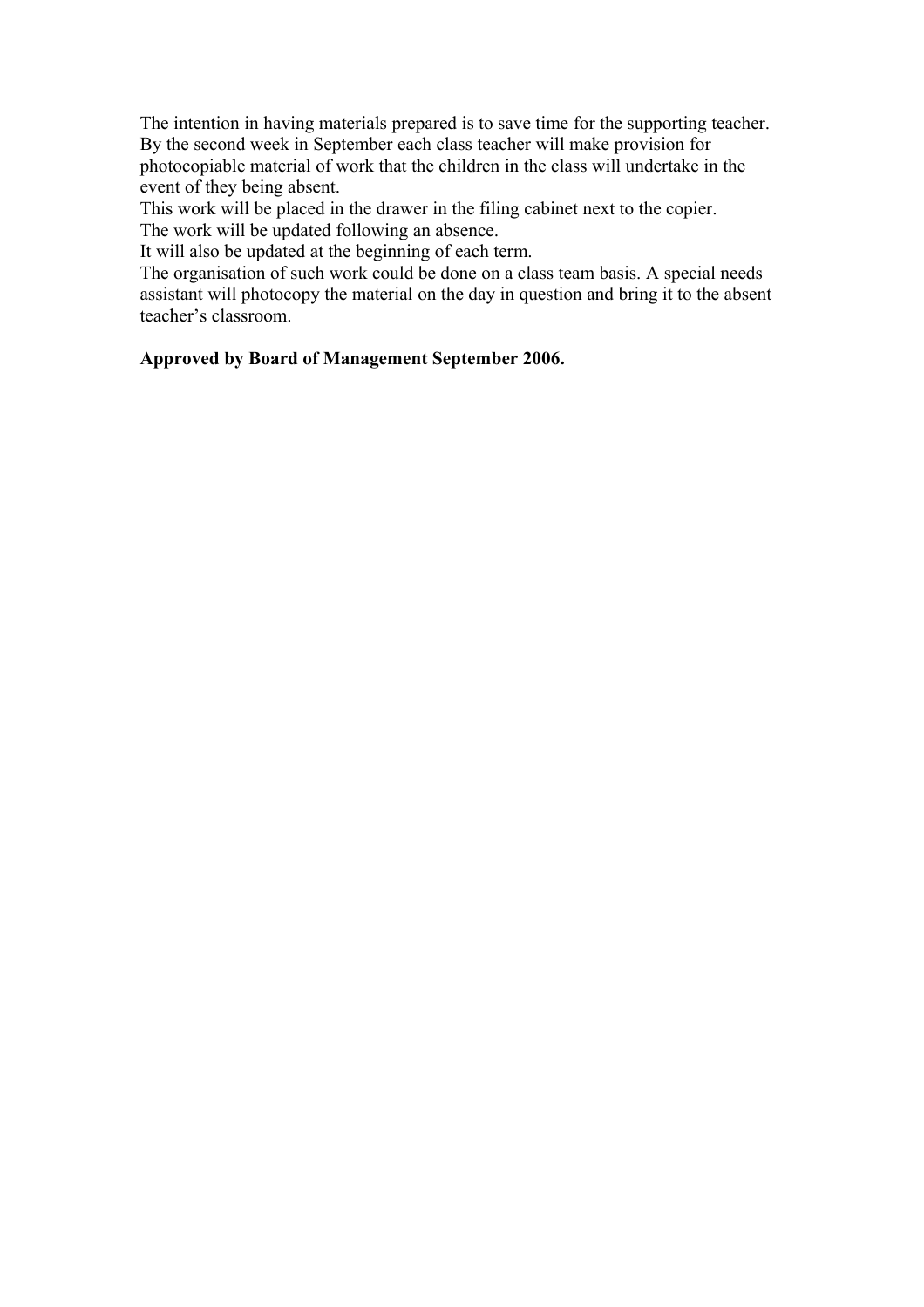The intention in having materials prepared is to save time for the supporting teacher. By the second week in September each class teacher will make provision for photocopiable material of work that the children in the class will undertake in the event of they being absent.

This work will be placed in the drawer in the filing cabinet next to the copier.

The work will be updated following an absence.

It will also be updated at the beginning of each term.

The organisation of such work could be done on a class team basis. A special needs assistant will photocopy the material on the day in question and bring it to the absent teacher's classroom.

**Approved by Board of Management September 2006.**